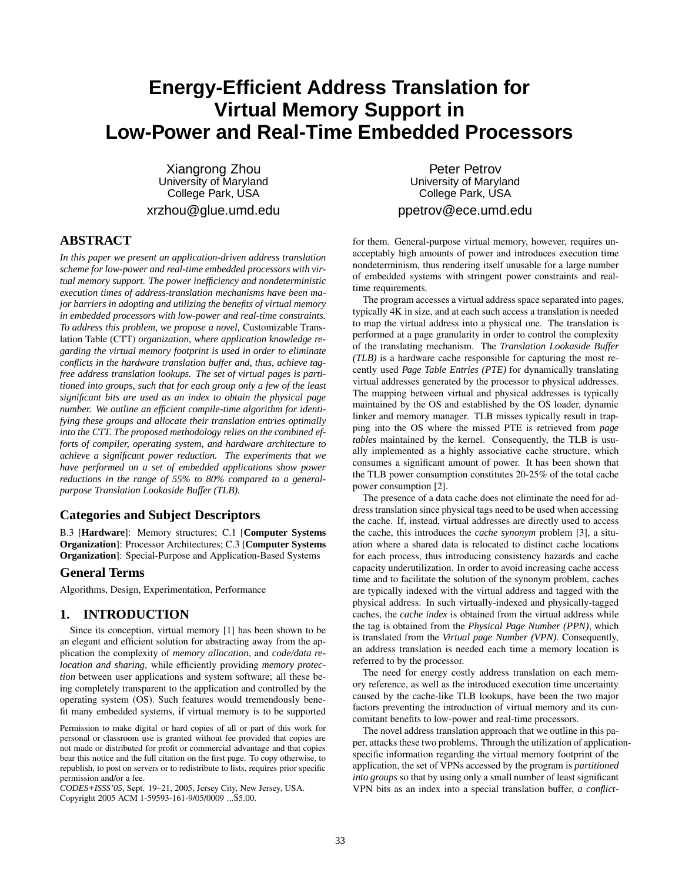# Energy-Efficient Address Translation for Virtual Memory Support in Low-Power and Real-Time Embedded Processors

Xiangrong Zhou
University of Maryland
College Park, USA
xrzhou@glue.umd.edu

Peter Petrov
University of Maryland
College Park, USA
ppetrov@ece.umd.edu

## ABSTRACT

*In this paper we present an application-driven address translation scheme for low-power and real-time embedded processors with virtual memory support. The power inefficiency and nondeterministic execution times of address-translation mechanisms have been major barriers in adopting and utilizing the benefits of virtual memory in embedded processors with low-power and real-time constraints. To address this problem, we propose a novel,* Customizable Translation Table (CTT) *organization, where application knowledge regarding the virtual memory footprint is used in order to eliminate conflicts in the hardware translation buffer and, thus, achieve tag-free address translation lookups. The set of virtual pages is partitioned into groups, such that for each group only a few of the least significant bits are used as an index to obtain the physical page number. We outline an efficient compile-time algorithm for identifying these groups and allocate their translation entries optimally into the CTT. The proposed methodology relies on the combined efforts of compiler, operating system, and hardware architecture to achieve a significant power reduction. The experiments that we have performed on a set of embedded applications show power reductions in the range of 55% to 80% compared to a general-purpose Translation Lookaside Buffer (TLB).*

## Categories and Subject Descriptors

B.3 [**Hardware**]: Memory structures; C.1 [**Computer Systems Organization**]: Processor Architectures; C.3 [**Computer Systems Organization**]: Special-Purpose and Application-Based Systems

## General Terms

Algorithms, Design, Experimentation, Performance

## 1. INTRODUCTION

Since its conception, virtual memory [1] has been shown to be an elegant and efficient solution for abstracting away from the application the complexity of *memory allocation*, and *code/data relocation and sharing*, while efficiently providing *memory protection* between user applications and system software; all these being completely transparent to the application and controlled by the operating system (OS). Such features would tremendously benefit many embedded systems, if virtual memory is to be supported for them. General-purpose virtual memory, however, requires unacceptably high amounts of power and introduces execution time nondeterminism, thus rendering itself unusable for a large number of embedded systems with stringent power constraints and real-time requirements.

The program accesses a virtual address space separated into pages, typically 4K in size, and at each such access a translation is needed to map the virtual address into a physical one. The translation is performed at a page granularity in order to control the complexity of the translating mechanism. The *Translation Lookaside Buffer (TLB)* is a hardware cache responsible for capturing the most recently used *Page Table Entries (PTE)* for dynamically translating virtual addresses generated by the processor to physical addresses. The mapping between virtual and physical addresses is typically maintained by the OS and established by the OS loader, dynamic linker and memory manager. TLB misses typically result in trapping into the OS where the missed PTE is retrieved from *page tables* maintained by the kernel. Consequently, the TLB is usually implemented as a highly associative cache structure, which consumes a significant amount of power. It has been shown that the TLB power consumption constitutes 20-25% of the total cache power consumption [2].

The presence of a data cache does not eliminate the need for address translation since physical tags need to be used when accessing the cache. If, instead, virtual addresses are directly used to access the cache, this introduces the *cache synonym* problem [3], a situation where a shared data is relocated to distinct cache locations for each process, thus introducing consistency hazards and cache capacity underutilization. In order to avoid increasing cache access time and to facilitate the solution of the synonym problem, caches are typically indexed with the virtual address and tagged with the physical address. In such virtually-indexed and physically-tagged caches, the *cache index* is obtained from the virtual address while the tag is obtained from the *Physical Page Number (PPN)*, which is translated from the *Virtual page Number (VPN)*. Consequently, an address translation is needed each time a memory location is referred to by the processor.

The need for energy costly address translation on each memory reference, as well as the introduced execution time uncertainty caused by the cache-like TLB lookups, have been the two major factors preventing the introduction of virtual memory and its concomitant benefits to low-power and real-time processors.

The novel address translation approach that we outline in this paper, attacks these two problems. Through the utilization of application-specific information regarding the virtual memory footprint of the application, the set of VPNs accessed by the program is *partitioned into groups* so that by using only a small number of least significant VPN bits as an index into a special translation buffer, *a conflict-*

Permission to make digital or hard copies of all or part of this work for personal or classroom use is granted without fee provided that copies are not made or distributed for profit or commercial advantage and that copies bear this notice and the full citation on the first page. To copy otherwise, to republish, to post on servers or to redistribute to lists, requires prior specific permission and/or a fee.
*CODES+ISSS'05,* Sept. 19–21, 2005, Jersey City, New Jersey, USA.
Copyright 2005 ACM 1-59593-161-9/05/0009 ...$5.00.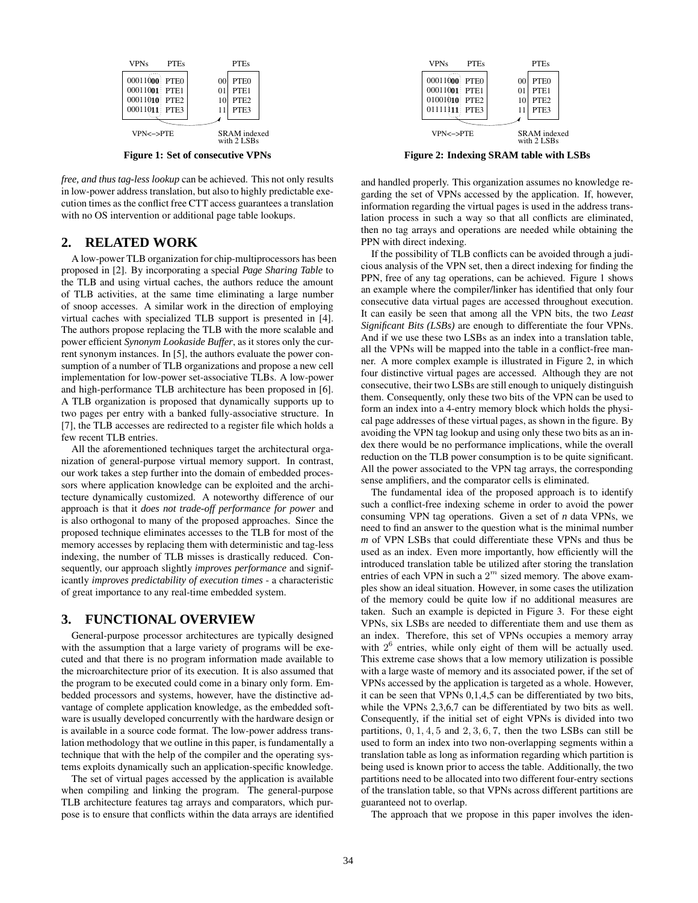VPNs PTEs PTEs

00011000 PTE0 00 PTE0
00011001 PTE1 01 PTE1
00011010 PTE2 10 PTE2
00011011 PTE3 11 PTE3

VPN<–>PTE SRAM indexed with 2 LSBs

**Figure 1: Set of consecutive VPNs**

VPNs PTEs PTEs

00011000 PTE0 00 PTE0
00011001 PTE1 01 PTE1
01001010 PTE2 10 PTE2
01111111 PTE3 11 PTE3

VPN<–>PTE SRAM indexed with 2 LSBs

**Figure 2: Indexing SRAM table with LSBs**

*free, and thus tag-less lookup* can be achieved. This not only results in low-power address translation, but also to highly predictable execution times as the conflict free CTT access guarantees a translation with no OS intervention or additional page table lookups.

## 2. RELATED WORK

A low-power TLB organization for chip-multiprocessors has been proposed in [2]. By incorporating a special *Page Sharing Table* to the TLB and using virtual caches, the authors reduce the amount of TLB activities, at the same time eliminating a large number of snoop accesses. A similar work in the direction of employing virtual caches with specialized TLB support is presented in [4]. The authors propose replacing the TLB with the more scalable and power efficient *Synonym Lookaside Buffer*, as it stores only the current synonym instances. In [5], the authors evaluate the power consumption of a number of TLB organizations and propose a new cell implementation for low-power set-associative TLBs. A low-power and high-performance TLB architecture has been proposed in [6]. A TLB organization is proposed that dynamically supports up to two pages per entry with a banked fully-associative structure. In [7], the TLB accesses are redirected to a register file which holds a few recent TLB entries.

All the aforementioned techniques target the architectural organization of general-purpose virtual memory support. In contrast, our work takes a step further into the domain of embedded processors where application knowledge can be exploited and the architecture dynamically customized. A noteworthy difference of our approach is that it *does not trade-off performance for power* and is also orthogonal to many of the proposed approaches. Since the proposed technique eliminates accesses to the TLB for most of the memory accesses by replacing them with deterministic and tag-less indexing, the number of TLB misses is drastically reduced. Consequently, our approach slightly *improves performance* and significantly *improves predictability of execution times* - a characteristic of great importance to any real-time embedded system.

## 3. FUNCTIONAL OVERVIEW

General-purpose processor architectures are typically designed with the assumption that a large variety of programs will be executed and that there is no program information made available to the microarchitecture prior of its execution. It is also assumed that the program to be executed could come in a binary only form. Embedded processors and systems, however, have the distinctive advantage of complete application knowledge, as the embedded software is usually developed concurrently with the hardware design or is available in a source code format. The low-power address translation methodology that we outline in this paper, is fundamentally a technique that with the help of the compiler and the operating systems exploits dynamically such an application-specific knowledge.

The set of virtual pages accessed by the application is available when compiling and linking the program. The general-purpose TLB architecture features tag arrays and comparators, which purpose is to ensure that conflicts within the data arrays are identified and handled properly. This organization assumes no knowledge regarding the set of VPNs accessed by the application. If, however, information regarding the virtual pages is used in the address translation process in such a way so that all conflicts are eliminated, then no tag arrays and operations are needed while obtaining the PPN with direct indexing.

If the possibility of TLB conflicts can be avoided through a judicious analysis of the VPN set, then a direct indexing for finding the PPN, free of any tag operations, can be achieved. Figure 1 shows an example where the compiler/linker has identified that only four consecutive data virtual pages are accessed throughout execution. It can easily be seen that among all the VPN bits, the two *Least Significant Bits (LSBs)* are enough to differentiate the four VPNs. And if we use these two LSBs as an index into a translation table, all the VPNs will be mapped into the table in a conflict-free manner. A more complex example is illustrated in Figure 2, in which four distinctive virtual pages are accessed. Although they are not consecutive, their two LSBs are still enough to uniquely distinguish them. Consequently, only these two bits of the VPN can be used to form an index into a 4-entry memory block which holds the physical page addresses of these virtual pages, as shown in the figure. By avoiding the VPN tag lookup and using only these two bits as an index there would be no performance implications, while the overall reduction on the TLB power consumption is to be quite significant. All the power associated to the VPN tag arrays, the corresponding sense amplifiers, and the comparator cells is eliminated.

The fundamental idea of the proposed approach is to identify such a conflict-free indexing scheme in order to avoid the power consuming VPN tag operations. Given a set of *n* data VPNs, we need to find an answer to the question what is the minimal number *m* of VPN LSBs that could differentiate these VPNs and thus be used as an index. Even more importantly, how efficiently will the introduced translation table be utilized after storing the translation entries of each VPN in such a $2^m$ sized memory. The above examples show an ideal situation. However, in some cases the utilization of the memory could be quite low if no additional measures are taken. Such an example is depicted in Figure 3. For these eight VPNs, six LSBs are needed to differentiate them and use them as an index. Therefore, this set of VPNs occupies a memory array with $2^6$ entries, while only eight of them will be actually used. This extreme case shows that a low memory utilization is possible with a large waste of memory and its associated power, if the set of VPNs accessed by the application is targeted as a whole. However, it can be seen that VPNs 0,1,4,5 can be differentiated by two bits, while the VPNs 2,3,6,7 can be differentiated by two bits as well. Consequently, if the initial set of eight VPNs is divided into two partitions, $0, 1, 4, 5$ and $2, 3, 6, 7$, then the two LSBs can still be used to form an index into two non-overlapping segments within a translation table as long as information regarding which partition is being used is known prior to access the table. Additionally, the two partitions need to be allocated into two different four-entry sections of the translation table, so that VPNs across different partitions are guaranteed not to overlap.

The approach that we propose in this paper involves the iden-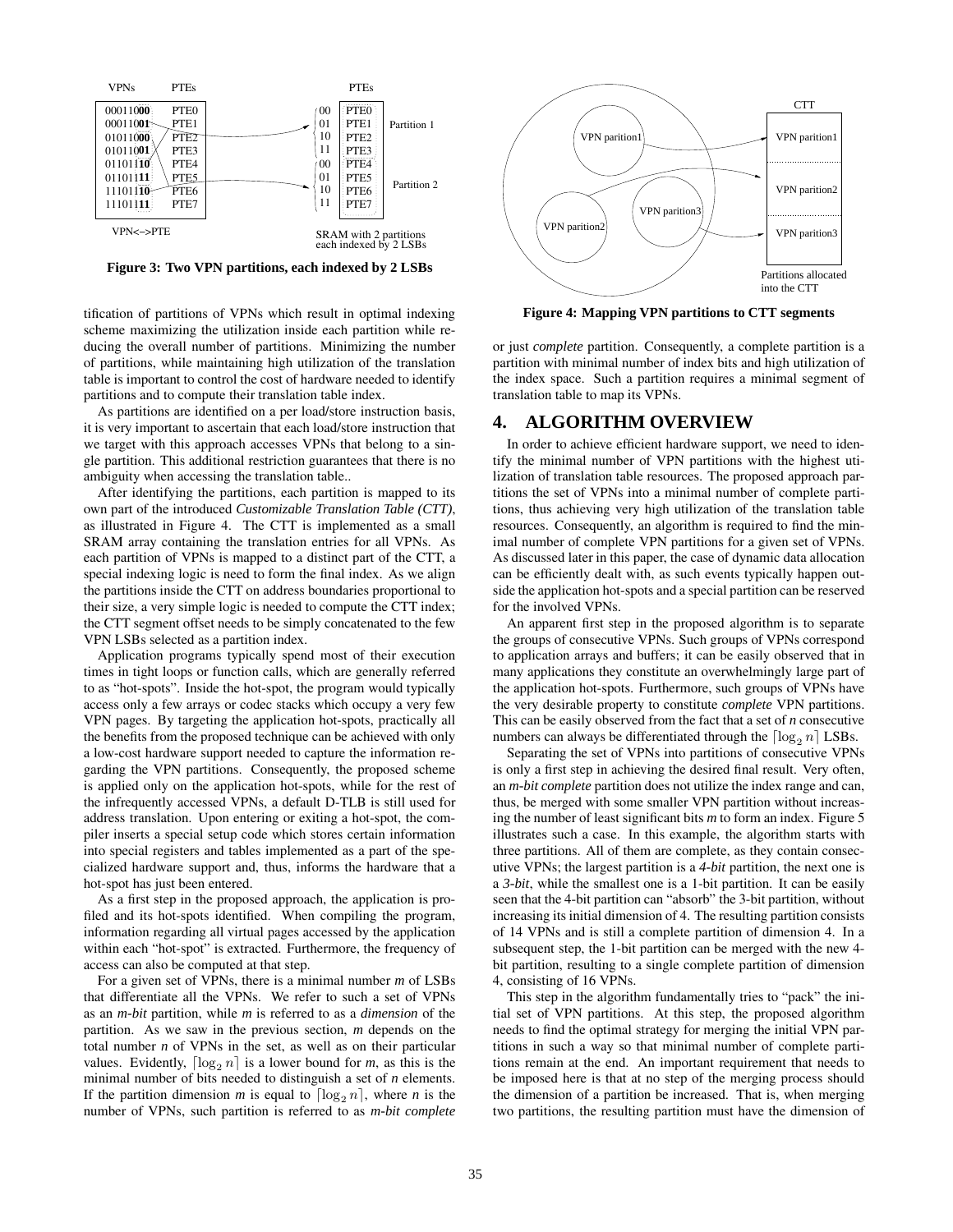**Figure 3: Two VPN partitions, each indexed by 2 LSBs**

tification of partitions of VPNs which result in optimal indexing scheme maximizing the utilization inside each partition while reducing the overall number of partitions. Minimizing the number of partitions, while maintaining high utilization of the translation table is important to control the cost of hardware needed to identify partitions and to compute their translation table index.

As partitions are identified on a per load/store instruction basis, it is very important to ascertain that each load/store instruction that we target with this approach accesses VPNs that belong to a single partition. This additional restriction guarantees that there is no ambiguity when accessing the translation table..

After identifying the partitions, each partition is mapped to its own part of the introduced *Customizable Translation Table (CTT)*, as illustrated in Figure 4. The CTT is implemented as a small SRAM array containing the translation entries for all VPNs. As each partition of VPNs is mapped to a distinct part of the CTT, a special indexing logic is need to form the final index. As we align the partitions inside the CTT on address boundaries proportional to their size, a very simple logic is needed to compute the CTT index; the CTT segment offset needs to be simply concatenated to the few VPN LSBs selected as a partition index.

Application programs typically spend most of their execution times in tight loops or function calls, which are generally referred to as "hot-spots". Inside the hot-spot, the program would typically access only a few arrays or codec stacks which occupy a very few VPN pages. By targeting the application hot-spots, practically all the benefits from the proposed technique can be achieved with only a low-cost hardware support needed to capture the information regarding the VPN partitions. Consequently, the proposed scheme is applied only on the application hot-spots, while for the rest of the infrequently accessed VPNs, a default D-TLB is still used for address translation. Upon entering or exiting a hot-spot, the compiler inserts a special setup code which stores certain information into special registers and tables implemented as a part of the specialized hardware support and, thus, informs the hardware that a hot-spot has just been entered.

As a first step in the proposed approach, the application is profiled and its hot-spots identified. When compiling the program, information regarding all virtual pages accessed by the application within each "hot-spot" is extracted. Furthermore, the frequency of access can also be computed at that step.

For a given set of VPNs, there is a minimal number *m* of LSBs that differentiate all the VPNs. We refer to such a set of VPNs as an *m-bit* partition, while *m* is referred to as a *dimension* of the partition. As we saw in the previous section, *m* depends on the total number *n* of VPNs in the set, as well as on their particular values. Evidently, $\lceil \log_2 n \rceil$ is a lower bound for *m*, as this is the minimal number of bits needed to distinguish a set of *n* elements. If the partition dimension *m* is equal to $\lceil \log_2 n \rceil$, where *n* is the number of VPNs, such partition is referred to as *m-bit complete* or just *complete* partition. Consequently, a complete partition is a partition with minimal number of index bits and high utilization of the index space. Such a partition requires a minimal segment of translation table to map its VPNs.

**Figure 4: Mapping VPN partitions to CTT segments**

## 4. ALGORITHM OVERVIEW

In order to achieve efficient hardware support, we need to identify the minimal number of VPN partitions with the highest utilization of translation table resources. The proposed approach partitions the set of VPNs into a minimal number of complete partitions, thus achieving very high utilization of the translation table resources. Consequently, an algorithm is required to find the minimal number of complete VPN partitions for a given set of VPNs. As discussed later in this paper, the case of dynamic data allocation can be efficiently dealt with, as such events typically happen outside the application hot-spots and a special partition can be reserved for the involved VPNs.

An apparent first step in the proposed algorithm is to separate the groups of consecutive VPNs. Such groups of VPNs correspond to application arrays and buffers; it can be easily observed that in many applications they constitute an overwhelmingly large part of the application hot-spots. Furthermore, such groups of VPNs have the very desirable property to constitute *complete* VPN partitions. This can be easily observed from the fact that a set of *n* consecutive numbers can always be differentiated through the $\lceil \log_2 n \rceil$ LSBs.

Separating the set of VPNs into partitions of consecutive VPNs is only a first step in achieving the desired final result. Very often, an *m-bit complete* partition does not utilize the index range and can, thus, be merged with some smaller VPN partition without increasing the number of least significant bits *m* to form an index. Figure 5 illustrates such a case. In this example, the algorithm starts with three partitions. All of them are complete, as they contain consecutive VPNs; the largest partition is a *4-bit* partition, the next one is a *3-bit*, while the smallest one is a 1-bit partition. It can be easily seen that the 4-bit partition can "absorb" the 3-bit partition, without increasing its initial dimension of 4. The resulting partition consists of 14 VPNs and is still a complete partition of dimension 4. In a subsequent step, the 1-bit partition can be merged with the new 4-bit partition, resulting to a single complete partition of dimension 4, consisting of 16 VPNs.

This step in the algorithm fundamentally tries to "pack" the initial set of VPN partitions. At this step, the proposed algorithm needs to find the optimal strategy for merging the initial VPN partitions in such a way so that minimal number of complete partitions remain at the end. An important requirement that needs to be imposed here is that at no step of the merging process should the dimension of a partition be increased. That is, when merging two partitions, the resulting partition must have the dimension of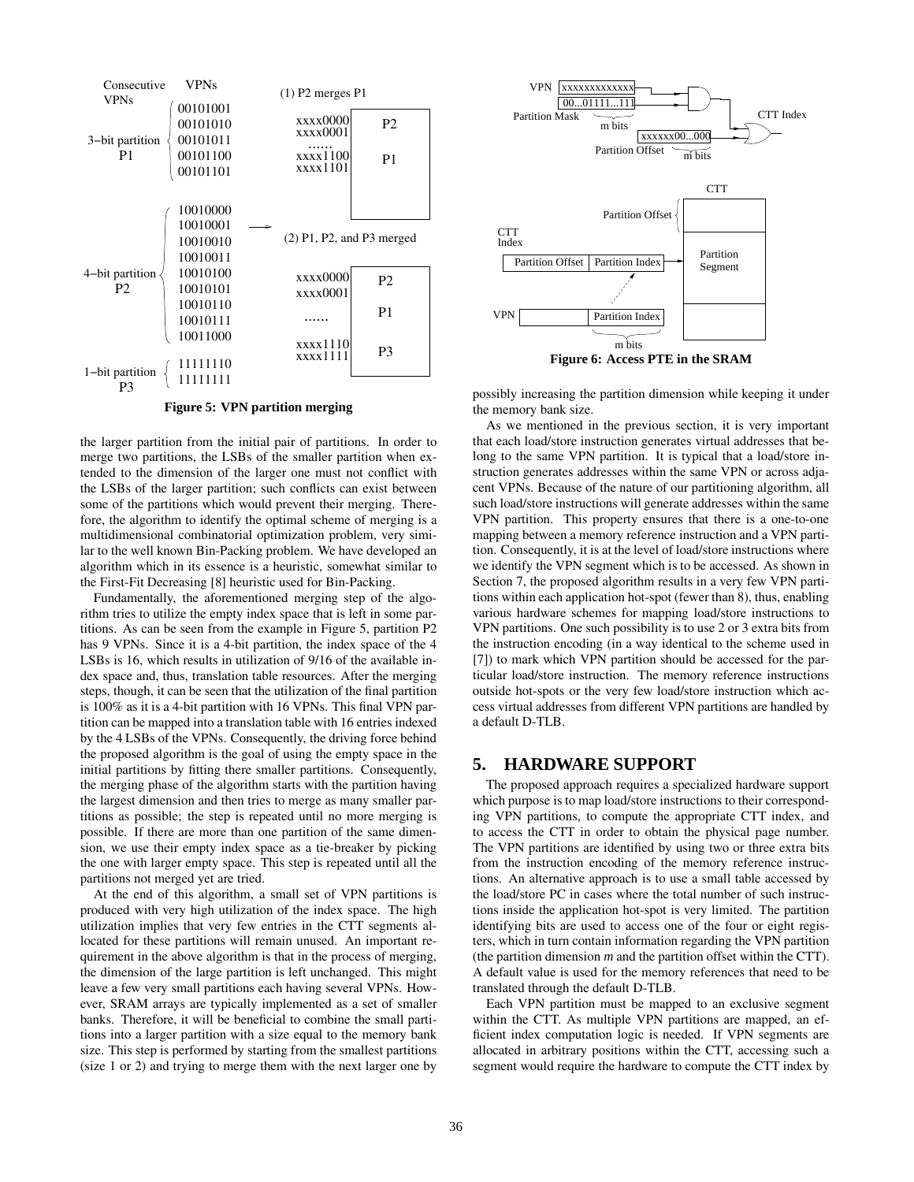**Figure 5: VPN partition merging**

the larger partition from the initial pair of partitions. In order to merge two partitions, the LSBs of the smaller partition when extended to the dimension of the larger one must not conflict with the LSBs of the larger partition; such conflicts can exist between some of the partitions which would prevent their merging. Therefore, the algorithm to identify the optimal scheme of merging is a multidimensional combinatorial optimization problem, very similar to the well known Bin-Packing problem. We have developed an algorithm which in its essence is a heuristic, somewhat similar to the First-Fit Decreasing [8] heuristic used for Bin-Packing.

Fundamentally, the aforementioned merging step of the algorithm tries to utilize the empty index space that is left in some partitions. As can be seen from the example in Figure 5, partition P2 has 9 VPNs. Since it is a 4-bit partition, the index space of the 4 LSBs is 16, which results in utilization of 9/16 of the available index space and, thus, translation table resources. After the merging steps, though, it can be seen that the utilization of the final partition is 100% as it is a 4-bit partition with 16 VPNs. This final VPN partition can be mapped into a translation table with 16 entries indexed by the 4 LSBs of the VPNs. Consequently, the driving force behind the proposed algorithm is the goal of using the empty space in the initial partitions by fitting there smaller partitions. Consequently, the merging phase of the algorithm starts with the partition having the largest dimension and then tries to merge as many smaller partitions as possible; the step is repeated until no more merging is possible. If there are more than one partition of the same dimension, we use their empty index space as a tie-breaker by picking the one with larger empty space. This step is repeated until all the partitions not merged yet are tried.

At the end of this algorithm, a small set of VPN partitions is produced with very high utilization of the index space. The high utilization implies that very few entries in the CTT segments allocated for these partitions will remain unused. An important requirement in the above algorithm is that in the process of merging, the dimension of the large partition is left unchanged. This might leave a few very small partitions each having several VPNs. However, SRAM arrays are typically implemented as a set of smaller banks. Therefore, it will be beneficial to combine the small partitions into a larger partition with a size equal to the memory bank size. This step is performed by starting from the smallest partitions (size 1 or 2) and trying to merge them with the next larger one by possibly increasing the partition dimension while keeping it under the memory bank size.

**Figure 6: Access PTE in the SRAM**

As we mentioned in the previous section, it is very important that each load/store instruction generates virtual addresses that belong to the same VPN partition. It is typical that a load/store instruction generates addresses within the same VPN or across adjacent VPNs. Because of the nature of our partitioning algorithm, all such load/store instructions will generate addresses within the same VPN partition. This property ensures that there is a one-to-one mapping between a memory reference instruction and a VPN partition. Consequently, it is at the level of load/store instructions where we identify the VPN segment which is to be accessed. As shown in Section 7, the proposed algorithm results in a very few VPN partitions within each application hot-spot (fewer than 8), thus, enabling various hardware schemes for mapping load/store instructions to VPN partitions. One such possibility is to use 2 or 3 extra bits from the instruction encoding (in a way identical to the scheme used in [7]) to mark which VPN partition should be accessed for the particular load/store instruction. The memory reference instructions outside hot-spots or the very few load/store instruction which access virtual addresses from different VPN partitions are handled by a default D-TLB.

## 5. HARDWARE SUPPORT

The proposed approach requires a specialized hardware support which purpose is to map load/store instructions to their corresponding VPN partitions, to compute the appropriate CTT index, and to access the CTT in order to obtain the physical page number. The VPN partitions are identified by using two or three extra bits from the instruction encoding of the memory reference instructions. An alternative approach is to use a small table accessed by the load/store PC in cases where the total number of such instructions inside the application hot-spot is very limited. The partition identifying bits are used to access one of the four or eight registers, which in turn contain information regarding the VPN partition (the partition dimension *m* and the partition offset within the CTT). A default value is used for the memory references that need to be translated through the default D-TLB.

Each VPN partition must be mapped to an exclusive segment within the CTT. As multiple VPN partitions are mapped, an efficient index computation logic is needed. If VPN segments are allocated in arbitrary positions within the CTT, accessing such a segment would require the hardware to compute the CTT index by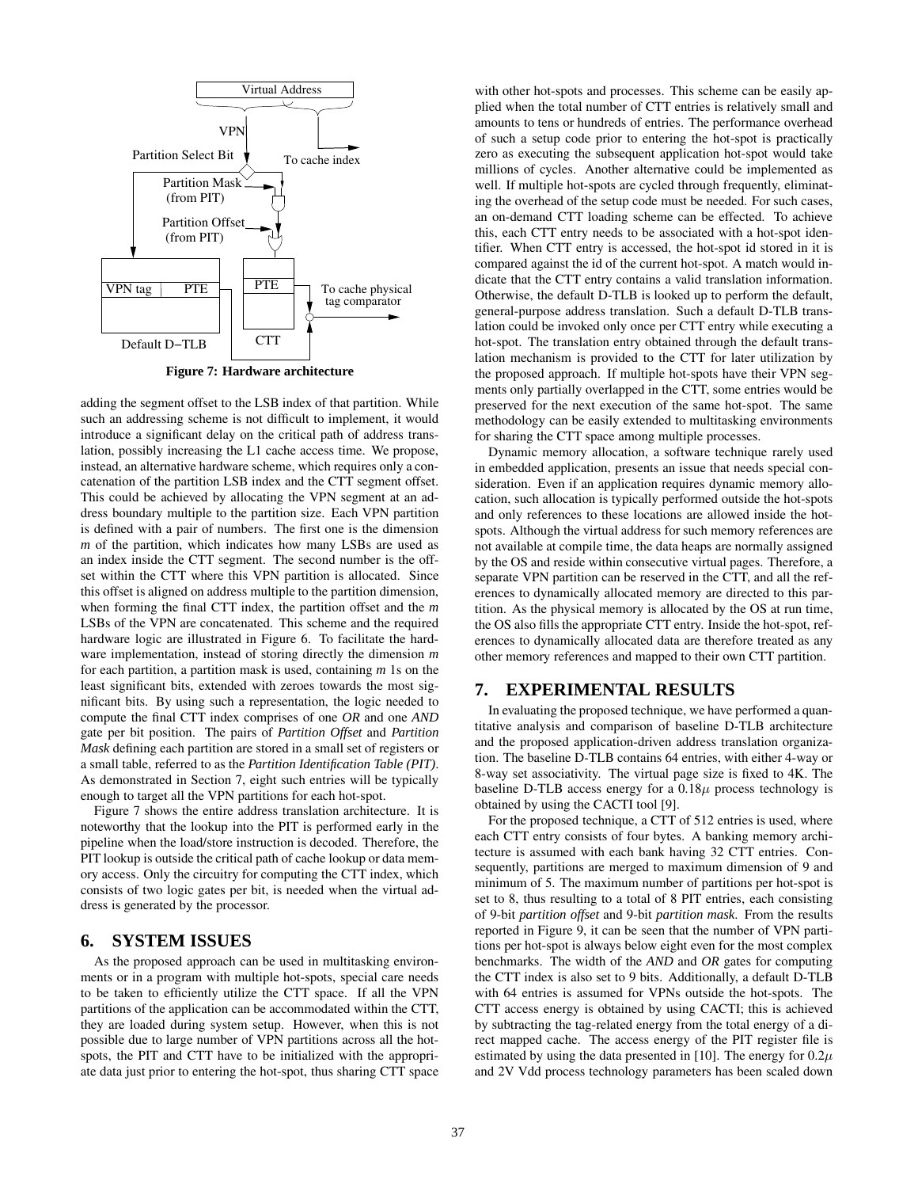Figure 7: Hardware architecture

adding the segment offset to the LSB index of that partition. While such an addressing scheme is not difficult to implement, it would introduce a significant delay on the critical path of address translation, possibly increasing the L1 cache access time. We propose, instead, an alternative hardware scheme, which requires only a concatenation of the partition LSB index and the CTT segment offset. This could be achieved by allocating the VPN segment at an address boundary multiple to the partition size. Each VPN partition is defined with a pair of numbers. The first one is the dimension $m$ of the partition, which indicates how many LSBs are used as an index inside the CTT segment. The second number is the offset within the CTT where this VPN partition is allocated. Since this offset is aligned on address multiple to the partition dimension, when forming the final CTT index, the partition offset and the $m$ LSBs of the VPN are concatenated. This scheme and the required hardware logic are illustrated in Figure 6. To facilitate the hardware implementation, instead of storing directly the dimension $m$ for each partition, a partition mask is used, containing $m$ 1s on the least significant bits, extended with zeroes towards the most significant bits. By using such a representation, the logic needed to compute the final CTT index comprises of one *OR* and one *AND* gate per bit position. The pairs of *Partition Offset* and *Partition Mask* defining each partition are stored in a small set of registers or a small table, referred to as the *Partition Identification Table (PIT)*. As demonstrated in Section 7, eight such entries will be typically enough to target all the VPN partitions for each hot-spot.

Figure 7 shows the entire address translation architecture. It is noteworthy that the lookup into the PIT is performed early in the pipeline when the load/store instruction is decoded. Therefore, the PIT lookup is outside the critical path of cache lookup or data memory access. Only the circuitry for computing the CTT index, which consists of two logic gates per bit, is needed when the virtual address is generated by the processor.

## 6. SYSTEM ISSUES

As the proposed approach can be used in multitasking environments or in a program with multiple hot-spots, special care needs to be taken to efficiently utilize the CTT space. If all the VPN partitions of the application can be accommodated within the CTT, they are loaded during system setup. However, when this is not possible due to large number of VPN partitions across all the hot-spots, the PIT and CTT have to be initialized with the appropriate data just prior to entering the hot-spot, thus sharing CTT space with other hot-spots and processes. This scheme can be easily applied when the total number of CTT entries is relatively small and amounts to tens or hundreds of entries. The performance overhead of such a setup code prior to entering the hot-spot is practically zero as executing the subsequent application hot-spot would take millions of cycles. Another alternative could be implemented as well. If multiple hot-spots are cycled through frequently, eliminating the overhead of the setup code must be needed. For such cases, an on-demand CTT loading scheme can be effected. To achieve this, each CTT entry needs to be associated with a hot-spot identifier. When CTT entry is accessed, the hot-spot id stored in it is compared against the id of the current hot-spot. A match would indicate that the CTT entry contains a valid translation information. Otherwise, the default D-TLB is looked up to perform the default, general-purpose address translation. Such a default D-TLB translation could be invoked only once per CTT entry while executing a hot-spot. The translation entry obtained through the default translation mechanism is provided to the CTT for later utilization by the proposed approach. If multiple hot-spots have their VPN segments only partially overlapped in the CTT, some entries would be preserved for the next execution of the same hot-spot. The same methodology can be easily extended to multitasking environments for sharing the CTT space among multiple processes.

Dynamic memory allocation, a software technique rarely used in embedded application, presents an issue that needs special consideration. Even if an application requires dynamic memory allocation, such allocation is typically performed outside the hot-spots and only references to these locations are allowed inside the hot-spots. Although the virtual address for such memory references are not available at compile time, the data heaps are normally assigned by the OS and reside within consecutive virtual pages. Therefore, a separate VPN partition can be reserved in the CTT, and all the references to dynamically allocated memory are directed to this partition. As the physical memory is allocated by the OS at run time, the OS also fills the appropriate CTT entry. Inside the hot-spot, references to dynamically allocated data are therefore treated as any other memory references and mapped to their own CTT partition.

## 7. EXPERIMENTAL RESULTS

In evaluating the proposed technique, we have performed a quantitative analysis and comparison of baseline D-TLB architecture and the proposed application-driven address translation organization. The baseline D-TLB contains 64 entries, with either 4-way or 8-way set associativity. The virtual page size is fixed to 4K. The baseline D-TLB access energy for a $0.18\mu$ process technology is obtained by using the CACTI tool [9].

For the proposed technique, a CTT of 512 entries is used, where each CTT entry consists of four bytes. A banking memory architecture is assumed with each bank having 32 CTT entries. Consequently, partitions are merged to maximum dimension of 9 and minimum of 5. The maximum number of partitions per hot-spot is set to 8, thus resulting to a total of 8 PIT entries, each consisting of 9-bit *partition offset* and 9-bit *partition mask*. From the results reported in Figure 9, it can be seen that the number of VPN partitions per hot-spot is always below eight even for the most complex benchmarks. The width of the *AND* and *OR* gates for computing the CTT index is also set to 9 bits. Additionally, a default D-TLB with 64 entries is assumed for VPNs outside the hot-spots. The CTT access energy is obtained by using CACTI; this is achieved by subtracting the tag-related energy from the total energy of a direct mapped cache. The access energy of the PIT register file is estimated by using the data presented in [10]. The energy for $0.2\mu$ and 2V Vdd process technology parameters has been scaled down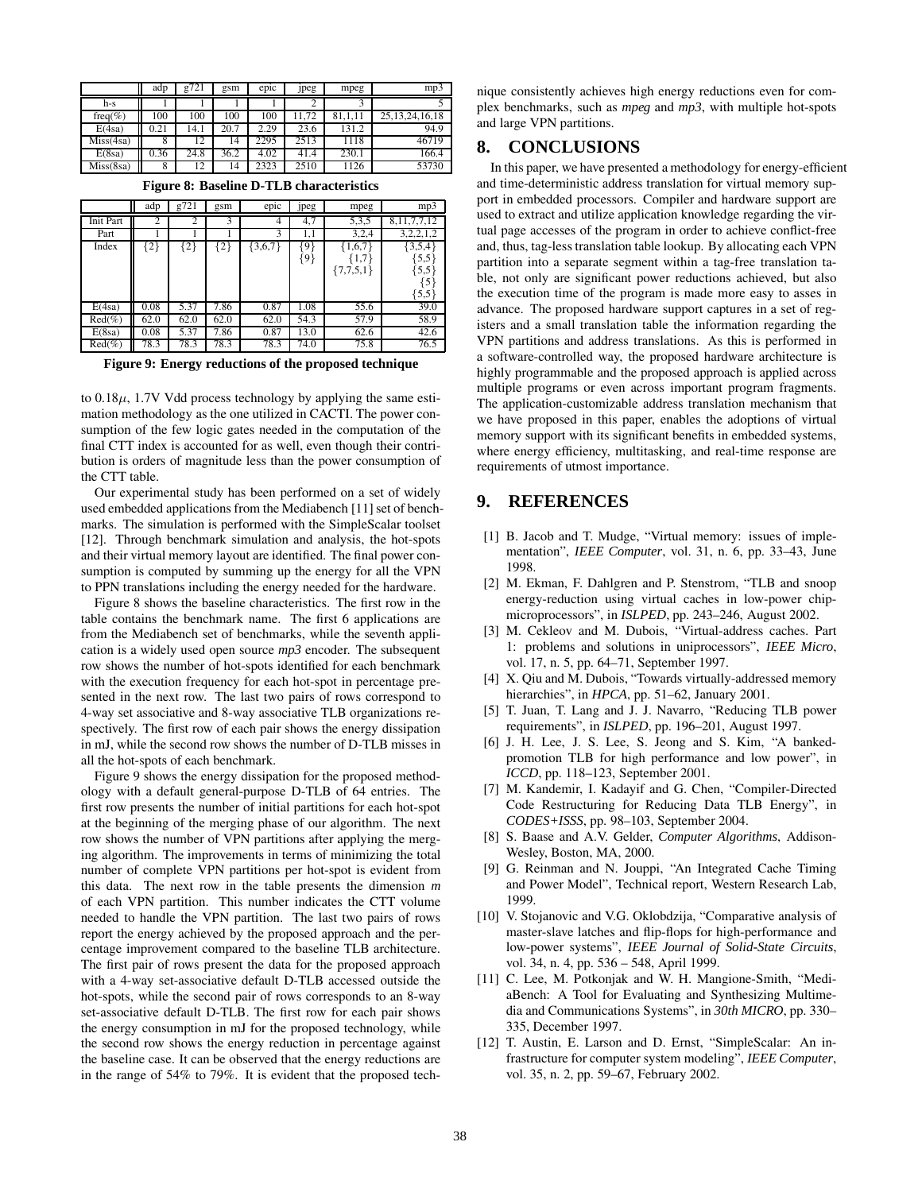| | adp | g721 | gsm | epic | jpeg | mpeg | mp3 |
|---|---|---|---|---|---|---|---|
| h-s | 1 | 1 | 1 | 1 | 2 | 3 | 5 |
| freq(%) | 100 | 100 | 100 | 100 | 11,72 | 81,1,11 | 25,13,24,16,18 |
| E(4sa) | 0.21 | 14.1 | 20.7 | 2.29 | 23.6 | 131.2 | 94.9 |
| Miss(4sa) | 8 | 12 | 14 | 2295 | 2513 | 1118 | 46719 |
| E(8sa) | 0.36 | 24.8 | 36.2 | 4.02 | 41.4 | 230.1 | 166.4 |
| Miss(8sa) | 8 | 12 | 14 | 2323 | 2510 | 1126 | 53730 |

**Figure 8: Baseline D-TLB characteristics**

| | adp | g721 | gsm | epic | jpeg | mpeg | mp3 |
|---|---|---|---|---|---|---|---|
| Init Part | 2 | 2 | 3 | 4 | 4,7 | 5,3,5 | 8,11,7,7,12 |
| Part | 1 | 1 | 1 | 3 | 1,1 | 3,2,4 | 3,2,2,1,2 |
| Index | {2} | {2} | {2} | {3,6,7} | {9} {9} | {1,6,7} {1,7} {7,7,5,1} | {3,5,4} {5,5} {5,5} {5} {5,5} |
| E(4sa) | 0.08 | 5.37 | 7.86 | 0.87 | 1.08 | 55.6 | 39.0 |
| Red(%) | 62.0 | 62.0 | 62.0 | 62.0 | 54.3 | 57.9 | 58.9 |
| E(8sa) | 0.08 | 5.37 | 7.86 | 0.87 | 13.0 | 62.6 | 42.6 |
| Red(%) | 78.3 | 78.3 | 78.3 | 78.3 | 74.0 | 75.8 | 76.5 |

**Figure 9: Energy reductions of the proposed technique**

to $0.18\mu$, 1.7V Vdd process technology by applying the same estimation methodology as the one utilized in CACTI. The power consumption of the few logic gates needed in the computation of the final CTT index is accounted for as well, even though their contribution is orders of magnitude less than the power consumption of the CTT table.

Our experimental study has been performed on a set of widely used embedded applications from the Mediabench [11] set of benchmarks. The simulation is performed with the SimpleScalar toolset [12]. Through benchmark simulation and analysis, the hot-spots and their virtual memory layout are identified. The final power consumption is computed by summing up the energy for all the VPN to PPN translations including the energy needed for the hardware.

Figure 8 shows the baseline characteristics. The first row in the table contains the benchmark name. The first 6 applications are from the Mediabench set of benchmarks, while the seventh application is a widely used open source *mp3* encoder. The subsequent row shows the number of hot-spots identified for each benchmark with the execution frequency for each hot-spot in percentage presented in the next row. The last two pairs of rows correspond to 4-way set associative and 8-way associative TLB organizations respectively. The first row of each pair shows the energy dissipation in mJ, while the second row shows the number of D-TLB misses in all the hot-spots of each benchmark.

Figure 9 shows the energy dissipation for the proposed methodology with a default general-purpose D-TLB of 64 entries. The first row presents the number of initial partitions for each hot-spot at the beginning of the merging phase of our algorithm. The next row shows the number of VPN partitions after applying the merging algorithm. The improvements in terms of minimizing the total number of complete VPN partitions per hot-spot is evident from this data. The next row in the table presents the dimension $m$ of each VPN partition. This number indicates the CTT volume needed to handle the VPN partition. The last two pairs of rows report the energy achieved by the proposed approach and the percentage improvement compared to the baseline TLB architecture. The first pair of rows present the data for the proposed approach with a 4-way set-associative default D-TLB accessed outside the hot-spots, while the second pair of rows corresponds to an 8-way set-associative default D-TLB. The first row for each pair shows the energy consumption in mJ for the proposed technology, while the second row shows the energy reduction in percentage against the baseline case. It can be observed that the energy reductions are in the range of 54% to 79%. It is evident that the proposed technique consistently achieves high energy reductions even for complex benchmarks, such as *mpeg* and *mp3*, with multiple hot-spots and large VPN partitions.

# 8. CONCLUSIONS

In this paper, we have presented a methodology for energy-efficient and time-deterministic address translation for virtual memory support in embedded processors. Compiler and hardware support are used to extract and utilize application knowledge regarding the virtual page accesses of the program in order to achieve conflict-free and, thus, tag-less translation table lookup. By allocating each VPN partition into a separate segment within a tag-free translation table, not only are significant power reductions achieved, but also the execution time of the program is made more easy to asses in advance. The proposed hardware support captures in a set of registers and a small translation table the information regarding the VPN partitions and address translations. As this is performed in a software-controlled way, the proposed hardware architecture is highly programmable and the proposed approach is applied across multiple programs or even across important program fragments. The application-customizable address translation mechanism that we have proposed in this paper, enables the adoptions of virtual memory support with its significant benefits in embedded systems, where energy efficiency, multitasking, and real-time response are requirements of utmost importance.

# 9. REFERENCES

[1] B. Jacob and T. Mudge, "Virtual memory: issues of implementation", *IEEE Computer*, vol. 31, n. 6, pp. 33–43, June 1998.

[2] M. Ekman, F. Dahlgren and P. Stenstrom, "TLB and snoop energy-reduction using virtual caches in low-power chip-microprocessors", in *ISLPED*, pp. 243–246, August 2002.

[3] M. Cekleov and M. Dubois, "Virtual-address caches. Part 1: problems and solutions in uniprocessors", *IEEE Micro*, vol. 17, n. 5, pp. 64–71, September 1997.

[4] X. Qiu and M. Dubois, "Towards virtually-addressed memory hierarchies", in *HPCA*, pp. 51–62, January 2001.

[5] T. Juan, T. Lang and J. J. Navarro, "Reducing TLB power requirements", in *ISLPED*, pp. 196–201, August 1997.

[6] J. H. Lee, J. S. Lee, S. Jeong and S. Kim, "A banked-promotion TLB for high performance and low power", in *ICCD*, pp. 118–123, September 2001.

[7] M. Kandemir, I. Kadayif and G. Chen, "Compiler-Directed Code Restructuring for Reducing Data TLB Energy", in *CODES+ISSS*, pp. 98–103, September 2004.

[8] S. Baase and A.V. Gelder, *Computer Algorithms*, Addison-Wesley, Boston, MA, 2000.

[9] G. Reinman and N. Jouppi, "An Integrated Cache Timing and Power Model", Technical report, Western Research Lab, 1999.

[10] V. Stojanovic and V.G. Oklobdzija, "Comparative analysis of master-slave latches and flip-flops for high-performance and low-power systems", *IEEE Journal of Solid-State Circuits*, vol. 34, n. 4, pp. 536 – 548, April 1999.

[11] C. Lee, M. Potkonjak and W. H. Mangione-Smith, "MediaBench: A Tool for Evaluating and Synthesizing Multimedia and Communications Systems", in *30th MICRO*, pp. 330–335, December 1997.

[12] T. Austin, E. Larson and D. Ernst, "SimpleScalar: An infrastructure for computer system modeling", *IEEE Computer*, vol. 35, n. 2, pp. 59–67, February 2002.